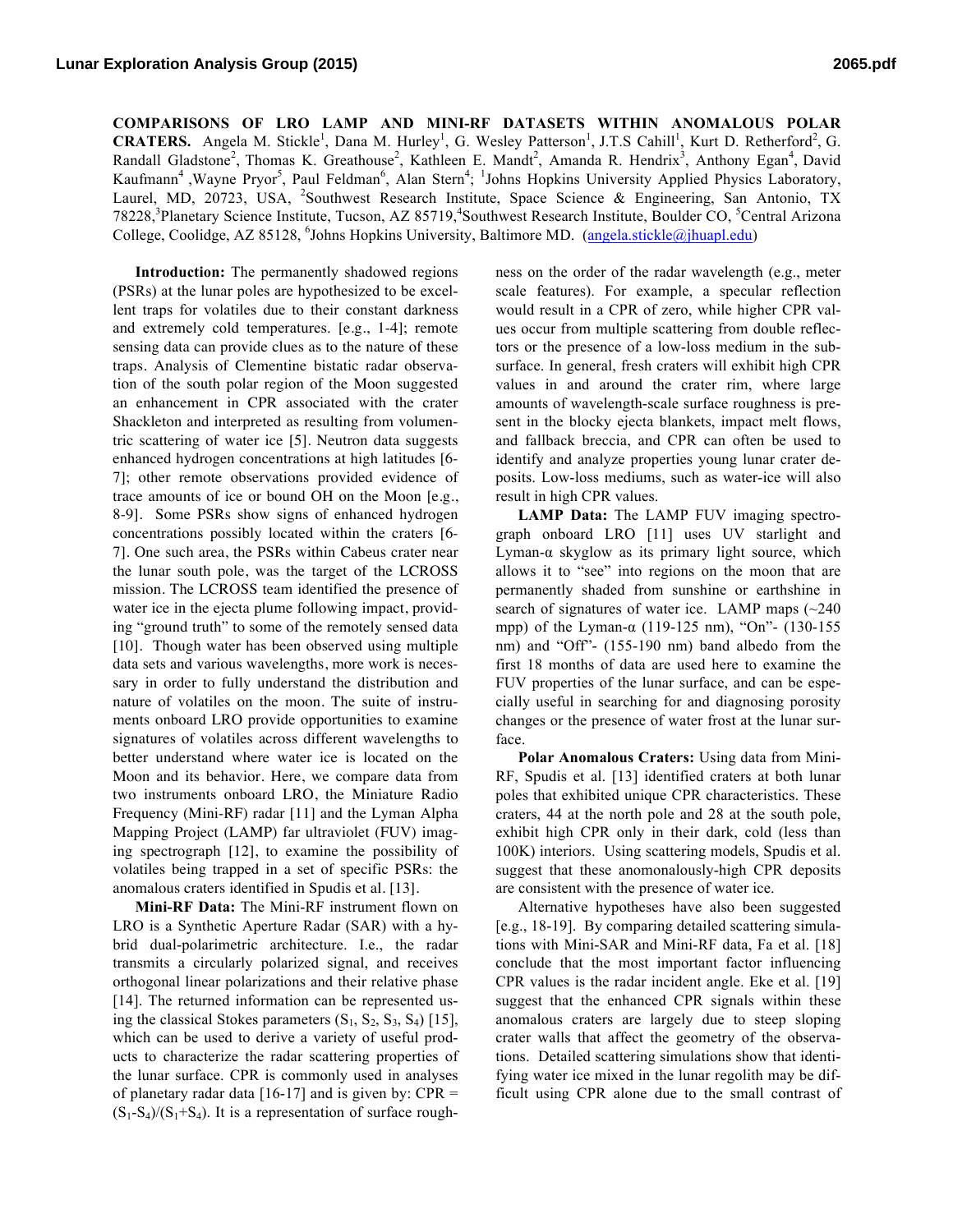# COMPARISONS OF LRO LAMP AND MINI-RF DATASETS WITHIN ANOMALOUS POLAR CRATERS.

Angela M. Stickle[1], Dana M. Hurley[1], G. Wesley Patterson[1], J.T.S Cahill[1], Kurt D. Retherford[2], G. Randall Gladstone[2], Thomas K. Greathouse[2], Kathleen E. Mandt[2], Amanda R. Hendrix[3], Anthony Egan[4], David Kaufmann[4], Wayne Pryor[5], Paul Feldman[6], Alan Stern[4]; [1]Johns Hopkins University Applied Physics Laboratory, Laurel, MD, 20723, USA, [2]Southwest Research Institute, Space Science & Engineering, San Antonio, TX 78228, [3]Planetary Science Institute, Tucson, AZ 85719, [4]Southwest Research Institute, Boulder CO, [5]Central Arizona College, Coolidge, AZ 85128, [6]Johns Hopkins University, Baltimore MD. (angela.stickle@jhuapl.edu)

**Introduction:** The permanently shadowed regions (PSRs) at the lunar poles are hypothesized to be excellent traps for volatiles due to their constant darkness and extremely cold temperatures. [e.g., 1-4]; remote sensing data can provide clues as to the nature of these traps. Analysis of Clementine bistatic radar observation of the south polar region of the Moon suggested an enhancement in CPR associated with the crater Shackleton and interpreted as resulting from volumentric scattering of water ice [5]. Neutron data suggests enhanced hydrogen concentrations at high latitudes [6-7]; other remote observations provided evidence of trace amounts of ice or bound OH on the Moon [e.g., 8-9]. Some PSRs show signs of enhanced hydrogen concentrations possibly located within the craters [6-7]. One such area, the PSRs within Cabeus crater near the lunar south pole, was the target of the LCROSS mission. The LCROSS team identified the presence of water ice in the ejecta plume following impact, providing "ground truth" to some of the remotely sensed data [10]. Though water has been observed using multiple data sets and various wavelengths, more work is necessary in order to fully understand the distribution and nature of volatiles on the moon. The suite of instruments onboard LRO provide opportunities to examine signatures of volatiles across different wavelengths to better understand where water ice is located on the Moon and its behavior. Here, we compare data from two instruments onboard LRO, the Miniature Radio Frequency (Mini-RF) radar [11] and the Lyman Alpha Mapping Project (LAMP) far ultraviolet (FUV) imaging spectrograph [12], to examine the possibility of volatiles being trapped in a set of specific PSRs: the anomalous craters identified in Spudis et al. [13].

**Mini-RF Data:** The Mini-RF instrument flown on LRO is a Synthetic Aperture Radar (SAR) with a hybrid dual-polarimetric architecture. I.e., the radar transmits a circularly polarized signal, and receives orthogonal linear polarizations and their relative phase [14]. The returned information can be represented using the classical Stokes parameters ($S_1$, $S_2$, $S_3$, $S_4$) [15], which can be used to derive a variety of useful products to characterize the radar scattering properties of the lunar surface. CPR is commonly used in analyses of planetary radar data [16-17] and is given by: CPR = $(S_1-S_4)/(S_1+S_4)$. It is a representation of surface roughness on the order of the radar wavelength (e.g., meter scale features). For example, a specular reflection would result in a CPR of zero, while higher CPR values occur from multiple scattering from double reflectors or the presence of a low-loss medium in the subsurface. In general, fresh craters will exhibit high CPR values in and around the crater rim, where large amounts of wavelength-scale surface roughness is present in the blocky ejecta blankets, impact melt flows, and fallback breccia, and CPR can often be used to identify and analyze properties young lunar crater deposits. Low-loss mediums, such as water-ice will also result in high CPR values.

**LAMP Data:** The LAMP FUV imaging spectrograph onboard LRO [11] uses UV starlight and Lyman-α skyglow as its primary light source, which allows it to "see" into regions on the moon that are permanently shaded from sunshine or earthshine in search of signatures of water ice. LAMP maps (~240 mpp) of the Lyman-α (119-125 nm), "On"- (130-155 nm) and "Off"- (155-190 nm) band albedo from the first 18 months of data are used here to examine the FUV properties of the lunar surface, and can be especially useful in searching for and diagnosing porosity changes or the presence of water frost at the lunar surface.

**Polar Anomalous Craters:** Using data from Mini-RF, Spudis et al. [13] identified craters at both lunar poles that exhibited unique CPR characteristics. These craters, 44 at the north pole and 28 at the south pole, exhibit high CPR only in their dark, cold (less than 100K) interiors. Using scattering models, Spudis et al. suggest that these anomonalously-high CPR deposits are consistent with the presence of water ice.

Alternative hypotheses have also been suggested [e.g., 18-19]. By comparing detailed scattering simulations with Mini-SAR and Mini-RF data, Fa et al. [18] conclude that the most important factor influencing CPR values is the radar incident angle. Eke et al. [19] suggest that the enhanced CPR signals within these anomalous craters are largely due to steep sloping crater walls that affect the geometry of the observations. Detailed scattering simulations show that identifying water ice mixed in the lunar regolith may be difficult using CPR alone due to the small contrast of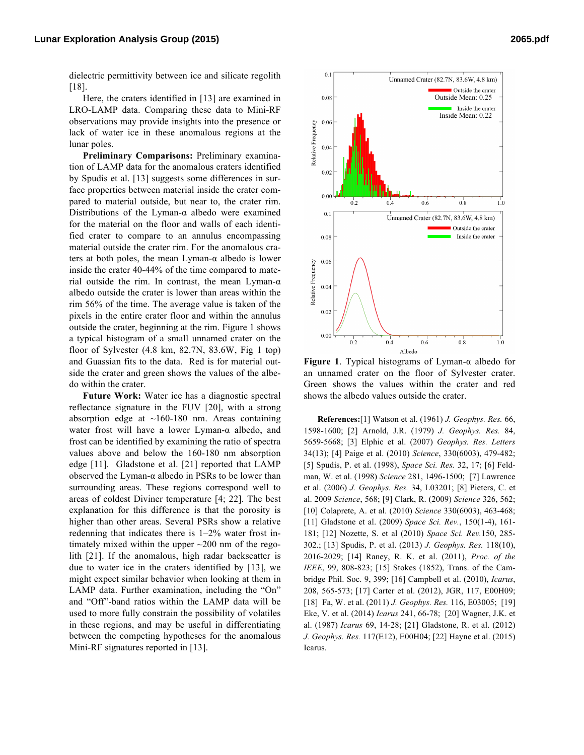dielectric permittivity between ice and silicate regolith [18].

Here, the craters identified in [13] are examined in LRO-LAMP data. Comparing these data to Mini-RF observations may provide insights into the presence or lack of water ice in these anomalous regions at the lunar poles.

**Preliminary Comparisons:** Preliminary examination of LAMP data for the anomalous craters identified by Spudis et al. [13] suggests some differences in surface properties between material inside the crater compared to material outside, but near to, the crater rim. Distributions of the Lyman-α albedo were examined for the material on the floor and walls of each identified crater to compare to an annulus encompassing material outside the crater rim. For the anomalous craters at both poles, the mean Lyman-α albedo is lower inside the crater 40-44% of the time compared to material outside the rim. In contrast, the mean Lyman-α albedo outside the crater is lower than areas within the rim 56% of the time. The average value is taken of the pixels in the entire crater floor and within the annulus outside the crater, beginning at the rim. Figure 1 shows a typical histogram of a small unnamed crater on the floor of Sylvester (4.8 km, 82.7N, 83.6W, Fig 1 top) and Guassian fits to the data. Red is for material outside the crater and green shows the values of the albedo within the crater.

**Future Work:** Water ice has a diagnostic spectral reflectance signature in the FUV [20], with a strong absorption edge at ~160-180 nm. Areas containing water frost will have a lower Lyman-α albedo, and frost can be identified by examining the ratio of spectra values above and below the 160-180 nm absorption edge [11]. Gladstone et al. [21] reported that LAMP observed the Lyman-α albedo in PSRs to be lower than surrounding areas. These regions correspond well to areas of coldest Diviner temperature [4; 22]. The best explanation for this difference is that the porosity is higher than other areas. Several PSRs show a relative redenning that indicates there is 1–2% water frost intimately mixed within the upper ~200 nm of the regolith [21]. If the anomalous, high radar backscatter is due to water ice in the craters identified by [13], we might expect similar behavior when looking at them in LAMP data. Further examination, including the "On" and "Off"-band ratios within the LAMP data will be used to more fully constrain the possibility of volatiles in these regions, and may be useful in differentiating between the competing hypotheses for the anomalous Mini-RF signatures reported in [13].

Unnamed Crater (82.7N, 83.6W, 4.8 km)
Outside the crater
Outside Mean: 0.25
Inside the crater
Inside Mean: 0.22
Relative Frequency
0.00 0.02 0.04 0.06 0.08 0.1
0.2 0.4 0.6 0.8 1.0

Unnamed Crater (82.7N, 83.6W, 4.8 km)
Outside the crater
Inside the crater
Relative Frequency
0.00 0.02 0.04 0.06 0.08 0.1
0.2 0.4 0.6 0.8 1.0
Albedo

**Figure 1**. Typical histograms of Lyman-α albedo for an unnamed crater on the floor of Sylvester crater. Green shows the values within the crater and red shows the albedo values outside the crater.

**References:**[1] Watson et al. (1961) *J. Geophys. Res.* 66, 1598-1600; [2] Arnold, J.R. (1979) *J. Geophys. Res.* 84, 5659-5668; [3] Elphic et al. (2007) *Geophys. Res. Letters* 34(13); [4] Paige et al. (2010) *Science*, 330(6003), 479-482; [5] Spudis, P. et al. (1998), *Space Sci. Res.* 32, 17; [6] Feldman, W. et al. (1998) *Science* 281, 1496-1500; [7] Lawrence et al. (2006) *J. Geophys. Res.* 34, L03201; [8] Pieters, C. et al. 2009 *Science*, 568; [9] Clark, R. (2009) *Science* 326, 562; [10] Colaprete, A. et al. (2010) *Science* 330(6003), 463-468; [11] Gladstone et al. (2009) *Space Sci. Rev.*, 150(1-4), 161-181; [12] Nozette, S. et al (2010) *Space Sci. Rev.*150, 285-302.; [13] Spudis, P. et al. (2013) *J. Geophys. Res.* 118(10), 2016-2029; [14] Raney, R. K. et al. (2011), *Proc. of the IEEE*, 99, 808-823; [15] Stokes (1852), Trans. of the Cambridge Phil. Soc. 9, 399; [16] Campbell et al. (2010), *Icarus*, 208, 565-573; [17] Carter et al. (2012), JGR, 117, E00H09; [18] Fa, W. et al. (2011) *J. Geophys. Res.* 116, E03005; [19] Eke, V. et al. (2014) *Icarus* 241, 66-78; [20] Wagner, J.K. et al. (1987) *Icarus* 69, 14-28; [21] Gladstone, R. et al. (2012) *J. Geophys. Res.* 117(E12), E00H04; [22] Hayne et al. (2015) Icarus.